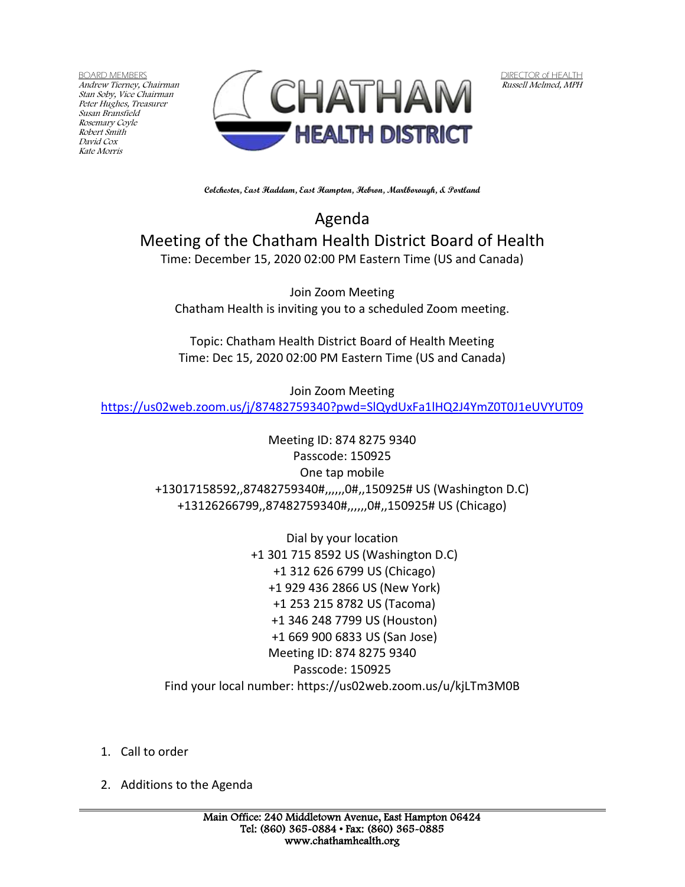BOARD MEMBERS
*Andrew Tierney, Chairman*
*Stan Soby, Vice Chairman*
*Peter Hughes, Treasurer*
*Susan Bransfield*
*Rosemary Coyle*
*Robert Smith*
*David Cox*
*Kate Morris*

# CHATHAM HEALTH DISTRICT

DIRECTOR of HEALTH
*Russell Melmed, MPH*

**Colchester, East Haddam, East Hampton, Hebron, Marlborough, & Portland**

# Agenda

## Meeting of the Chatham Health District Board of Health

Time: December 15, 2020 02:00 PM Eastern Time (US and Canada)

Join Zoom Meeting
Chatham Health is inviting you to a scheduled Zoom meeting.

Topic: Chatham Health District Board of Health Meeting
Time: Dec 15, 2020 02:00 PM Eastern Time (US and Canada)

Join Zoom Meeting
https://us02web.zoom.us/j/87482759340?pwd=SlQydUxFa1lHQ2J4YmZ0T0J1eUVYUT09

Meeting ID: 874 8275 9340
Passcode: 150925
One tap mobile
+13017158592,,87482759340#,,,,,,0#,,150925# US (Washington D.C)
+13126266799,,87482759340#,,,,,,0#,,150925# US (Chicago)

Dial by your location
+1 301 715 8592 US (Washington D.C)
+1 312 626 6799 US (Chicago)
+1 929 436 2866 US (New York)
+1 253 215 8782 US (Tacoma)
+1 346 248 7799 US (Houston)
+1 669 900 6833 US (San Jose)
Meeting ID: 874 8275 9340
Passcode: 150925
Find your local number: https://us02web.zoom.us/u/kjLTm3M0B

1. Call to order
2. Additions to the Agenda

Main Office: 240 Middletown Avenue, East Hampton 06424
Tel: (860) 365-0884 • Fax: (860) 365-0885
www.chathamhealth.org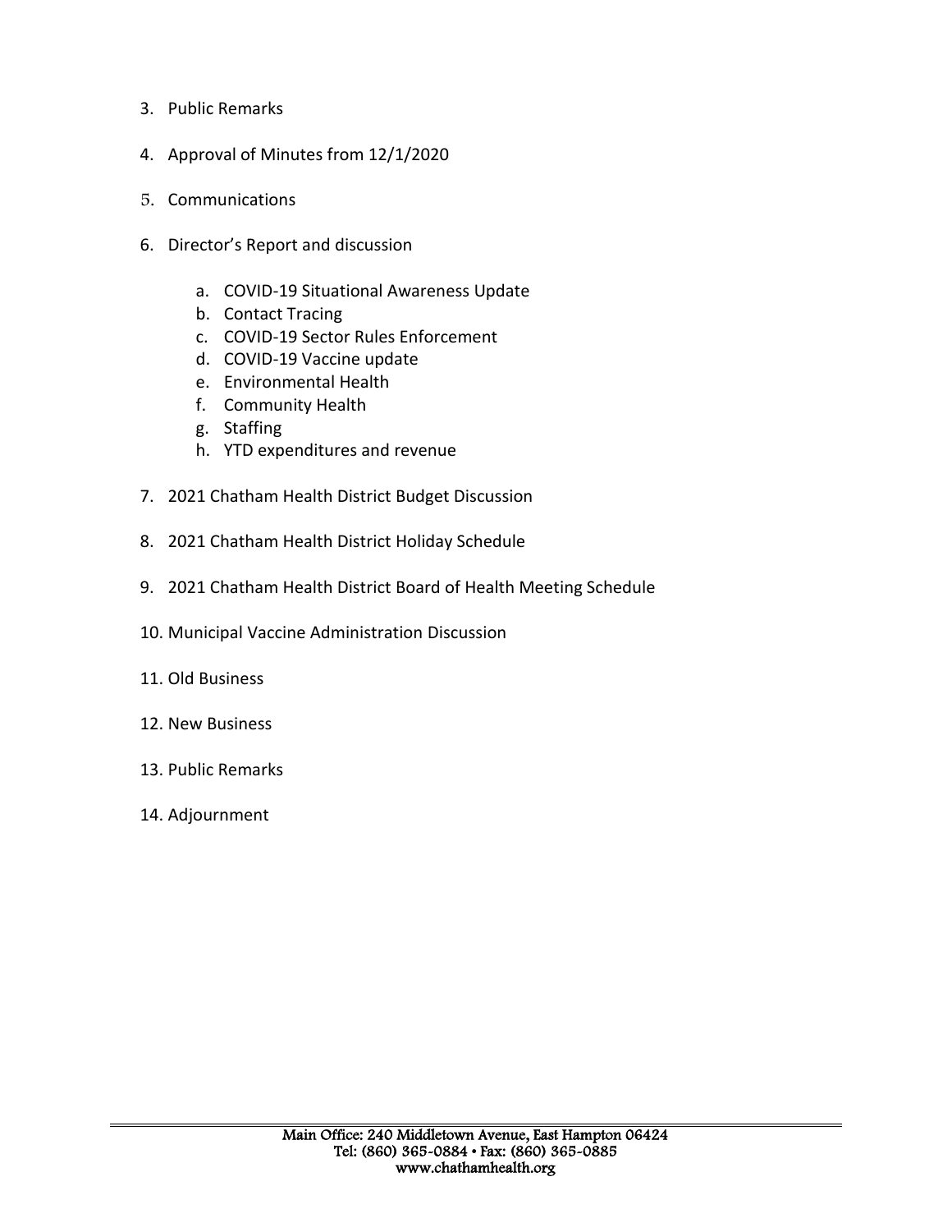3. Public Remarks

4. Approval of Minutes from 12/1/2020

5. Communications

6. Director's Report and discussion

   a. COVID-19 Situational Awareness Update
   b. Contact Tracing
   c. COVID-19 Sector Rules Enforcement
   d. COVID-19 Vaccine update
   e. Environmental Health
   f. Community Health
   g. Staffing
   h. YTD expenditures and revenue

7. 2021 Chatham Health District Budget Discussion

8. 2021 Chatham Health District Holiday Schedule

9. 2021 Chatham Health District Board of Health Meeting Schedule

10. Municipal Vaccine Administration Discussion

11. Old Business

12. New Business

13. Public Remarks

14. Adjournment

Main Office: 240 Middletown Avenue, East Hampton 06424
Tel: (860) 365-0884 • Fax: (860) 365-0885
www.chathamhealth.org